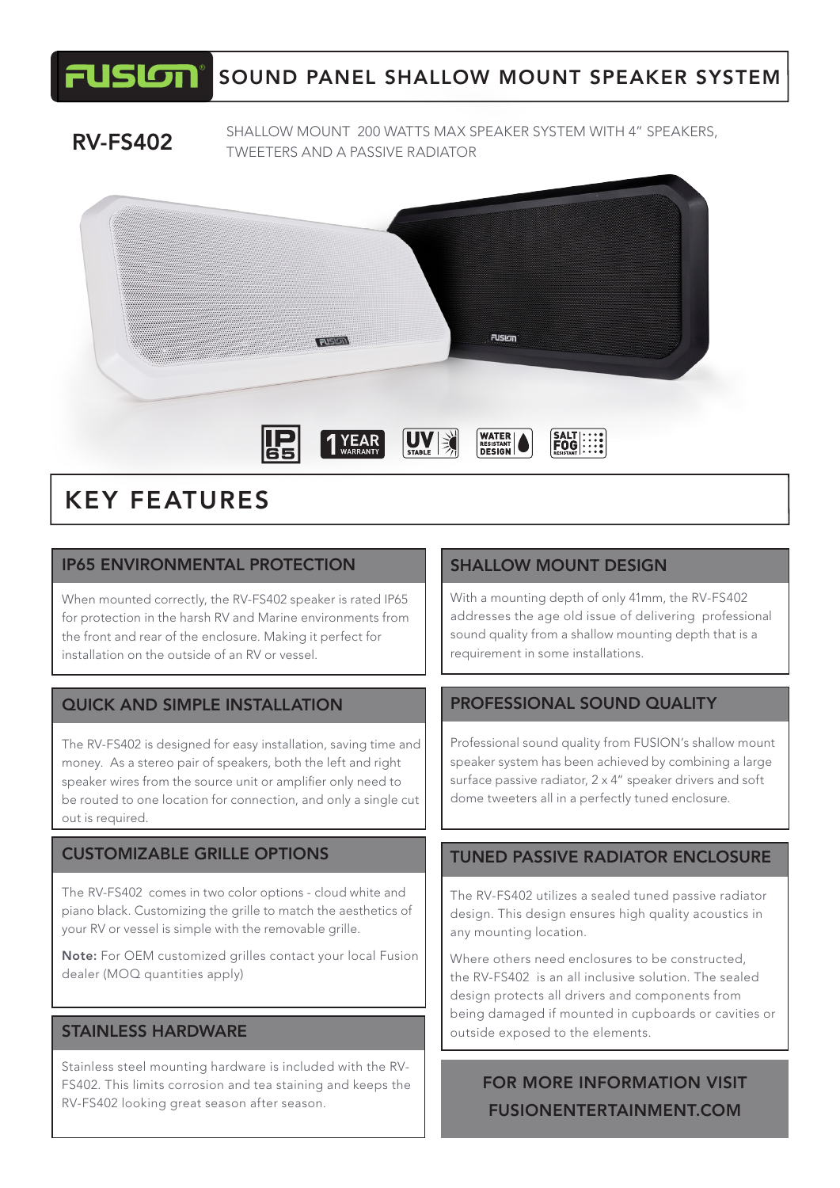# FUSION SOUND PANEL SHALLOW MOUNT SPEAKER SYSTEM

## RV-FS402

SHALLOW MOUNT 200 WATTS MAX SPEAKER SYSTEM WITH 4" SPEAKERS, TWEETERS AND A PASSIVE RADIATOR

IP65 | 1 YEAR WARRANTY | UV STABLE | WATER RESISTANT DESIGN | SALT FOG RESISTANT

## KEY FEATURES

### IP65 ENVIRONMENTAL PROTECTION

When mounted correctly, the RV-FS402 speaker is rated IP65 for protection in the harsh RV and Marine environments from the front and rear of the enclosure. Making it perfect for installation on the outside of an RV or vessel.

### QUICK AND SIMPLE INSTALLATION

The RV-FS402 is designed for easy installation, saving time and money. As a stereo pair of speakers, both the left and right speaker wires from the source unit or amplifier only need to be routed to one location for connection, and only a single cut out is required.

### CUSTOMIZABLE GRILLE OPTIONS

The RV-FS402 comes in two color options - cloud white and piano black. Customizing the grille to match the aesthetics of your RV or vessel is simple with the removable grille.

**Note:** For OEM customized grilles contact your local Fusion dealer (MOQ quantities apply)

### STAINLESS HARDWARE

Stainless steel mounting hardware is included with the RV-FS402. This limits corrosion and tea staining and keeps the RV-FS402 looking great season after season.

### SHALLOW MOUNT DESIGN

With a mounting depth of only 41mm, the RV-FS402 addresses the age old issue of delivering professional sound quality from a shallow mounting depth that is a requirement in some installations.

### PROFESSIONAL SOUND QUALITY

Professional sound quality from FUSION's shallow mount speaker system has been achieved by combining a large surface passive radiator, 2 x 4" speaker drivers and soft dome tweeters all in a perfectly tuned enclosure.

### TUNED PASSIVE RADIATOR ENCLOSURE

The RV-FS402 utilizes a sealed tuned passive radiator design. This design ensures high quality acoustics in any mounting location.

Where others need enclosures to be constructed, the RV-FS402 is an all inclusive solution. The sealed design protects all drivers and components from being damaged if mounted in cupboards or cavities or outside exposed to the elements.

### FOR MORE INFORMATION VISIT FUSIONENTERTAINMENT.COM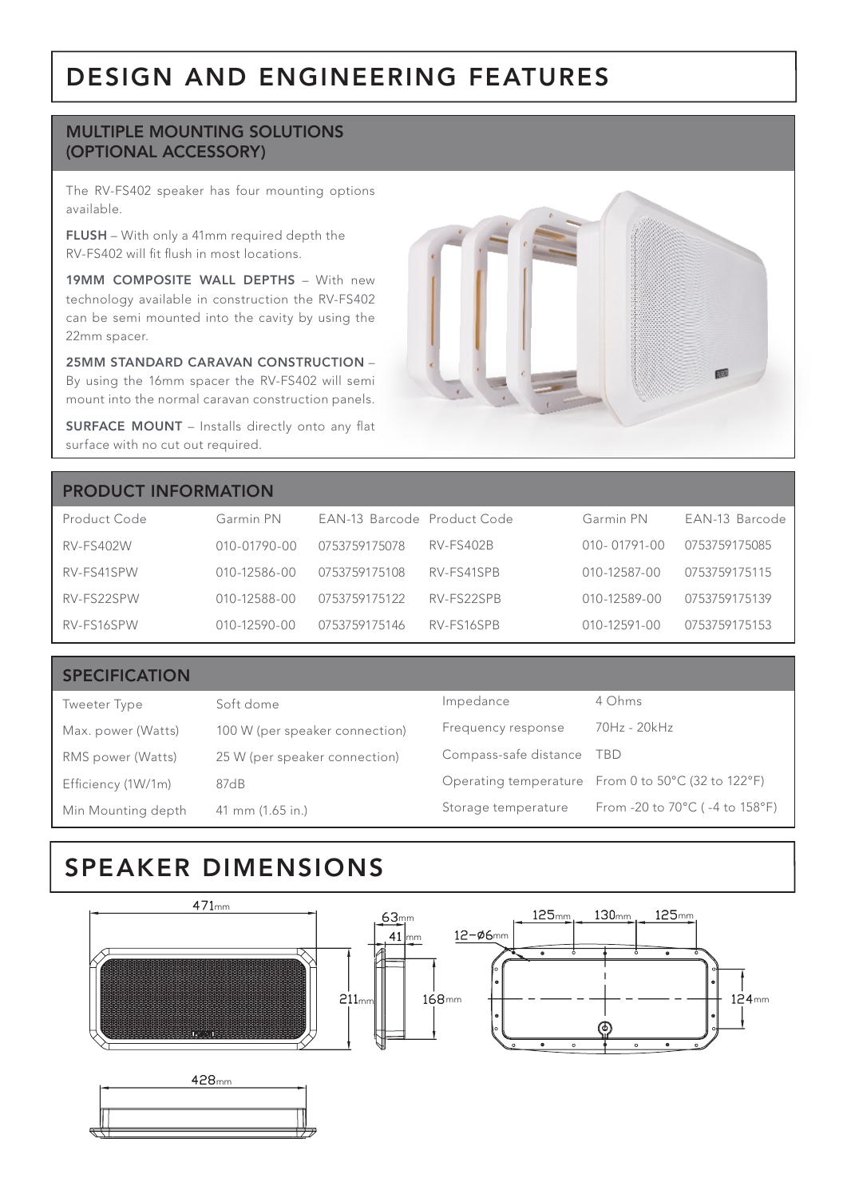# DESIGN AND ENGINEERING FEATURES

## MULTIPLE MOUNTING SOLUTIONS (OPTIONAL ACCESSORY)

The RV-FS402 speaker has four mounting options available.

**FLUSH** – With only a 41mm required depth the RV-FS402 will fit flush in most locations.

**19MM COMPOSITE WALL DEPTHS** – With new technology available in construction the RV-FS402 can be semi mounted into the cavity by using the 22mm spacer.

**25MM STANDARD CARAVAN CONSTRUCTION** – By using the 16mm spacer the RV-FS402 will semi mount into the normal caravan construction panels.

**SURFACE MOUNT** – Installs directly onto any flat surface with no cut out required.

## PRODUCT INFORMATION

| Product Code | Garmin PN | EAN-13 Barcode | Product Code | Garmin PN | EAN-13 Barcode |
|---|---|---|---|---|---|
| RV-FS402W | 010-01790-00 | 0753759175078 | RV-FS402B | 010- 01791-00 | 0753759175085 |
| RV-FS41SPW | 010-12586-00 | 0753759175108 | RV-FS41SPB | 010-12587-00 | 0753759175115 |
| RV-FS22SPW | 010-12588-00 | 0753759175122 | RV-FS22SPB | 010-12589-00 | 0753759175139 |
| RV-FS16SPW | 010-12590-00 | 0753759175146 | RV-FS16SPB | 010-12591-00 | 0753759175153 |

## SPECIFICATION

| | | | |
|---|---|---|---|
| Tweeter Type | Soft dome | Impedance | 4 Ohms |
| Max. power (Watts) | 100 W (per speaker connection) | Frequency response | 70Hz - 20kHz |
| RMS power (Watts) | 25 W (per speaker connection) | Compass-safe distance | TBD |
| Efficiency (1W/1m) | 87dB | Operating temperature | From 0 to 50°C (32 to 122°F) |
| Min Mounting depth | 41 mm (1.65 in.) | Storage temperature | From -20 to 70°C ( -4 to 158°F) |

# SPEAKER DIMENSIONS

471mm

211mm

63mm

41mm

168mm

12–ø6mm

125mm 130mm 125mm

124mm

428mm